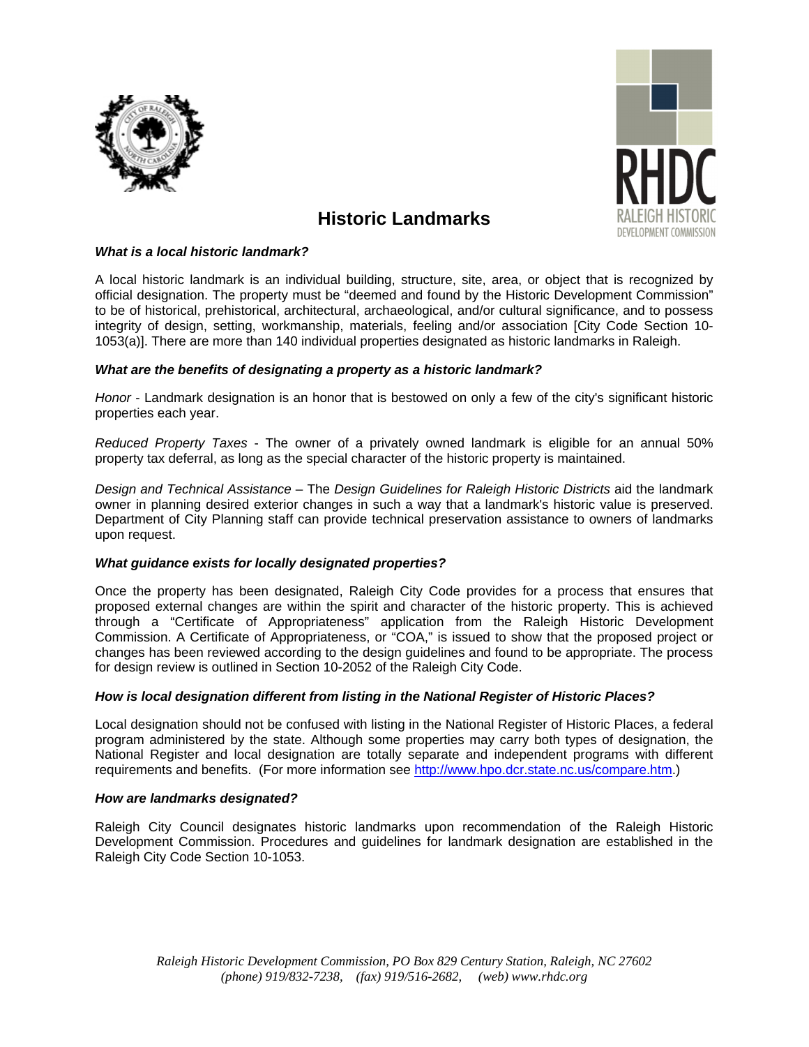# Historic Landmarks

### *What is a local historic landmark?*

A local historic landmark is an individual building, structure, site, area, or object that is recognized by official designation. The property must be "deemed and found by the Historic Development Commission" to be of historical, prehistorical, architectural, archaeological, and/or cultural significance, and to possess integrity of design, setting, workmanship, materials, feeling and/or association [City Code Section 10-1053(a)]. There are more than 140 individual properties designated as historic landmarks in Raleigh.

### *What are the benefits of designating a property as a historic landmark?*

*Honor* - Landmark designation is an honor that is bestowed on only a few of the city's significant historic properties each year.

*Reduced Property Taxes* - The owner of a privately owned landmark is eligible for an annual 50% property tax deferral, as long as the special character of the historic property is maintained.

*Design and Technical Assistance* – The *Design Guidelines for Raleigh Historic Districts* aid the landmark owner in planning desired exterior changes in such a way that a landmark's historic value is preserved. Department of City Planning staff can provide technical preservation assistance to owners of landmarks upon request.

### *What guidance exists for locally designated properties?*

Once the property has been designated, Raleigh City Code provides for a process that ensures that proposed external changes are within the spirit and character of the historic property. This is achieved through a "Certificate of Appropriateness" application from the Raleigh Historic Development Commission. A Certificate of Appropriateness, or "COA," is issued to show that the proposed project or changes has been reviewed according to the design guidelines and found to be appropriate. The process for design review is outlined in Section 10-2052 of the Raleigh City Code.

### *How is local designation different from listing in the National Register of Historic Places?*

Local designation should not be confused with listing in the National Register of Historic Places, a federal program administered by the state. Although some properties may carry both types of designation, the National Register and local designation are totally separate and independent programs with different requirements and benefits. (For more information see http://www.hpo.dcr.state.nc.us/compare.htm.)

### *How are landmarks designated?*

Raleigh City Council designates historic landmarks upon recommendation of the Raleigh Historic Development Commission. Procedures and guidelines for landmark designation are established in the Raleigh City Code Section 10-1053.

*Raleigh Historic Development Commission, PO Box 829 Century Station, Raleigh, NC 27602*
*(phone) 919/832-7238, (fax) 919/516-2682, (web) www.rhdc.org*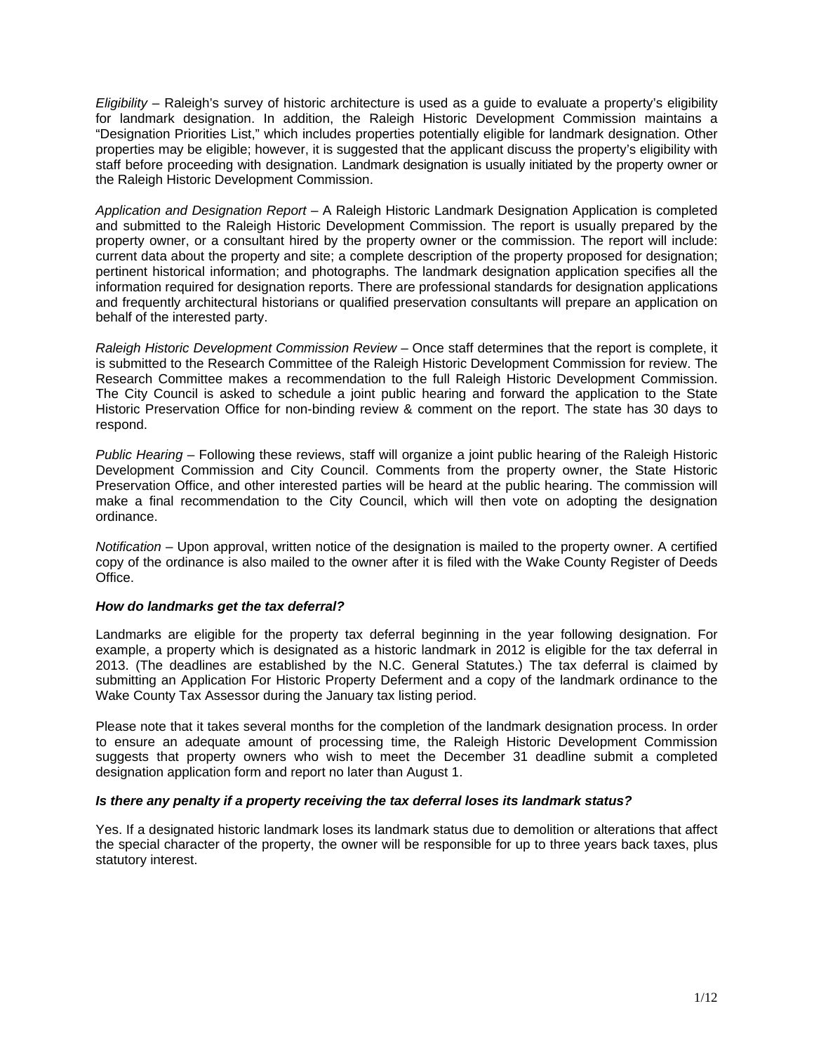*Eligibility* – Raleigh's survey of historic architecture is used as a guide to evaluate a property's eligibility for landmark designation. In addition, the Raleigh Historic Development Commission maintains a "Designation Priorities List," which includes properties potentially eligible for landmark designation. Other properties may be eligible; however, it is suggested that the applicant discuss the property's eligibility with staff before proceeding with designation. Landmark designation is usually initiated by the property owner or the Raleigh Historic Development Commission.

*Application and Designation Report* – A Raleigh Historic Landmark Designation Application is completed and submitted to the Raleigh Historic Development Commission. The report is usually prepared by the property owner, or a consultant hired by the property owner or the commission. The report will include: current data about the property and site; a complete description of the property proposed for designation; pertinent historical information; and photographs. The landmark designation application specifies all the information required for designation reports. There are professional standards for designation applications and frequently architectural historians or qualified preservation consultants will prepare an application on behalf of the interested party.

*Raleigh Historic Development Commission Review* – Once staff determines that the report is complete, it is submitted to the Research Committee of the Raleigh Historic Development Commission for review. The Research Committee makes a recommendation to the full Raleigh Historic Development Commission. The City Council is asked to schedule a joint public hearing and forward the application to the State Historic Preservation Office for non-binding review & comment on the report. The state has 30 days to respond.

*Public Hearing* – Following these reviews, staff will organize a joint public hearing of the Raleigh Historic Development Commission and City Council. Comments from the property owner, the State Historic Preservation Office, and other interested parties will be heard at the public hearing. The commission will make a final recommendation to the City Council, which will then vote on adopting the designation ordinance.

*Notification* – Upon approval, written notice of the designation is mailed to the property owner. A certified copy of the ordinance is also mailed to the owner after it is filed with the Wake County Register of Deeds Office.

***How do landmarks get the tax deferral?***

Landmarks are eligible for the property tax deferral beginning in the year following designation. For example, a property which is designated as a historic landmark in 2012 is eligible for the tax deferral in 2013. (The deadlines are established by the N.C. General Statutes.) The tax deferral is claimed by submitting an Application For Historic Property Deferment and a copy of the landmark ordinance to the Wake County Tax Assessor during the January tax listing period.

Please note that it takes several months for the completion of the landmark designation process. In order to ensure an adequate amount of processing time, the Raleigh Historic Development Commission suggests that property owners who wish to meet the December 31 deadline submit a completed designation application form and report no later than August 1.

***Is there any penalty if a property receiving the tax deferral loses its landmark status?***

Yes. If a designated historic landmark loses its landmark status due to demolition or alterations that affect the special character of the property, the owner will be responsible for up to three years back taxes, plus statutory interest.